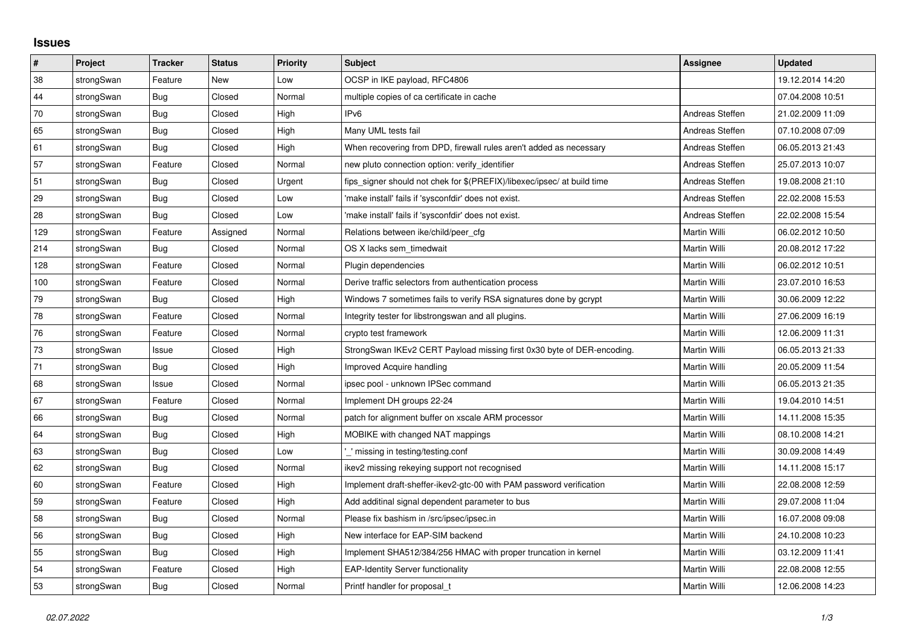# Issues

| # | Project | Tracker | Status | Priority | Subject | Assignee | Updated |
|---|---|---|---|---|---|---|---|
| 38 | strongSwan | Feature | New | Low | OCSP in IKE payload, RFC4806 | | 19.12.2014 14:20 |
| 44 | strongSwan | Bug | Closed | Normal | multiple copies of ca certificate in cache | | 07.04.2008 10:51 |
| 70 | strongSwan | Bug | Closed | High | IPv6 | Andreas Steffen | 21.02.2009 11:09 |
| 65 | strongSwan | Bug | Closed | High | Many UML tests fail | Andreas Steffen | 07.10.2008 07:09 |
| 61 | strongSwan | Bug | Closed | High | When recovering from DPD, firewall rules aren't added as necessary | Andreas Steffen | 06.05.2013 21:43 |
| 57 | strongSwan | Feature | Closed | Normal | new pluto connection option: verify_identifier | Andreas Steffen | 25.07.2013 10:07 |
| 51 | strongSwan | Bug | Closed | Urgent | fips_signer should not chek for $(PREFIX)/libexec/ipsec/ at build time | Andreas Steffen | 19.08.2008 21:10 |
| 29 | strongSwan | Bug | Closed | Low | 'make install' fails if 'sysconfdir' does not exist. | Andreas Steffen | 22.02.2008 15:53 |
| 28 | strongSwan | Bug | Closed | Low | 'make install' fails if 'sysconfdir' does not exist. | Andreas Steffen | 22.02.2008 15:54 |
| 129 | strongSwan | Feature | Assigned | Normal | Relations between ike/child/peer_cfg | Martin Willi | 06.02.2012 10:50 |
| 214 | strongSwan | Bug | Closed | Normal | OS X lacks sem_timedwait | Martin Willi | 20.08.2012 17:22 |
| 128 | strongSwan | Feature | Closed | Normal | Plugin dependencies | Martin Willi | 06.02.2012 10:51 |
| 100 | strongSwan | Feature | Closed | Normal | Derive traffic selectors from authentication process | Martin Willi | 23.07.2010 16:53 |
| 79 | strongSwan | Bug | Closed | High | Windows 7 sometimes fails to verify RSA signatures done by gcrypt | Martin Willi | 30.06.2009 12:22 |
| 78 | strongSwan | Feature | Closed | Normal | Integrity tester for libstrongswan and all plugins. | Martin Willi | 27.06.2009 16:19 |
| 76 | strongSwan | Feature | Closed | Normal | crypto test framework | Martin Willi | 12.06.2009 11:31 |
| 73 | strongSwan | Issue | Closed | High | StrongSwan IKEv2 CERT Payload missing first 0x30 byte of DER-encoding. | Martin Willi | 06.05.2013 21:33 |
| 71 | strongSwan | Bug | Closed | High | Improved Acquire handling | Martin Willi | 20.05.2009 11:54 |
| 68 | strongSwan | Issue | Closed | Normal | ipsec pool - unknown IPSec command | Martin Willi | 06.05.2013 21:35 |
| 67 | strongSwan | Feature | Closed | Normal | Implement DH groups 22-24 | Martin Willi | 19.04.2010 14:51 |
| 66 | strongSwan | Bug | Closed | Normal | patch for alignment buffer on xscale ARM processor | Martin Willi | 14.11.2008 15:35 |
| 64 | strongSwan | Bug | Closed | High | MOBIKE with changed NAT mappings | Martin Willi | 08.10.2008 14:21 |
| 63 | strongSwan | Bug | Closed | Low | '_' missing in testing/testing.conf | Martin Willi | 30.09.2008 14:49 |
| 62 | strongSwan | Bug | Closed | Normal | ikev2 missing rekeying support not recognised | Martin Willi | 14.11.2008 15:17 |
| 60 | strongSwan | Feature | Closed | High | Implement draft-sheffer-ikev2-gtc-00 with PAM password verification | Martin Willi | 22.08.2008 12:59 |
| 59 | strongSwan | Feature | Closed | High | Add additinal signal dependent parameter to bus | Martin Willi | 29.07.2008 11:04 |
| 58 | strongSwan | Bug | Closed | Normal | Please fix bashism in /src/ipsec/ipsec.in | Martin Willi | 16.07.2008 09:08 |
| 56 | strongSwan | Bug | Closed | High | New interface for EAP-SIM backend | Martin Willi | 24.10.2008 10:23 |
| 55 | strongSwan | Bug | Closed | High | Implement SHA512/384/256 HMAC with proper truncation in kernel | Martin Willi | 03.12.2009 11:41 |
| 54 | strongSwan | Feature | Closed | High | EAP-Identity Server functionality | Martin Willi | 22.08.2008 12:55 |
| 53 | strongSwan | Bug | Closed | Normal | Printf handler for proposal_t | Martin Willi | 12.06.2008 14:23 |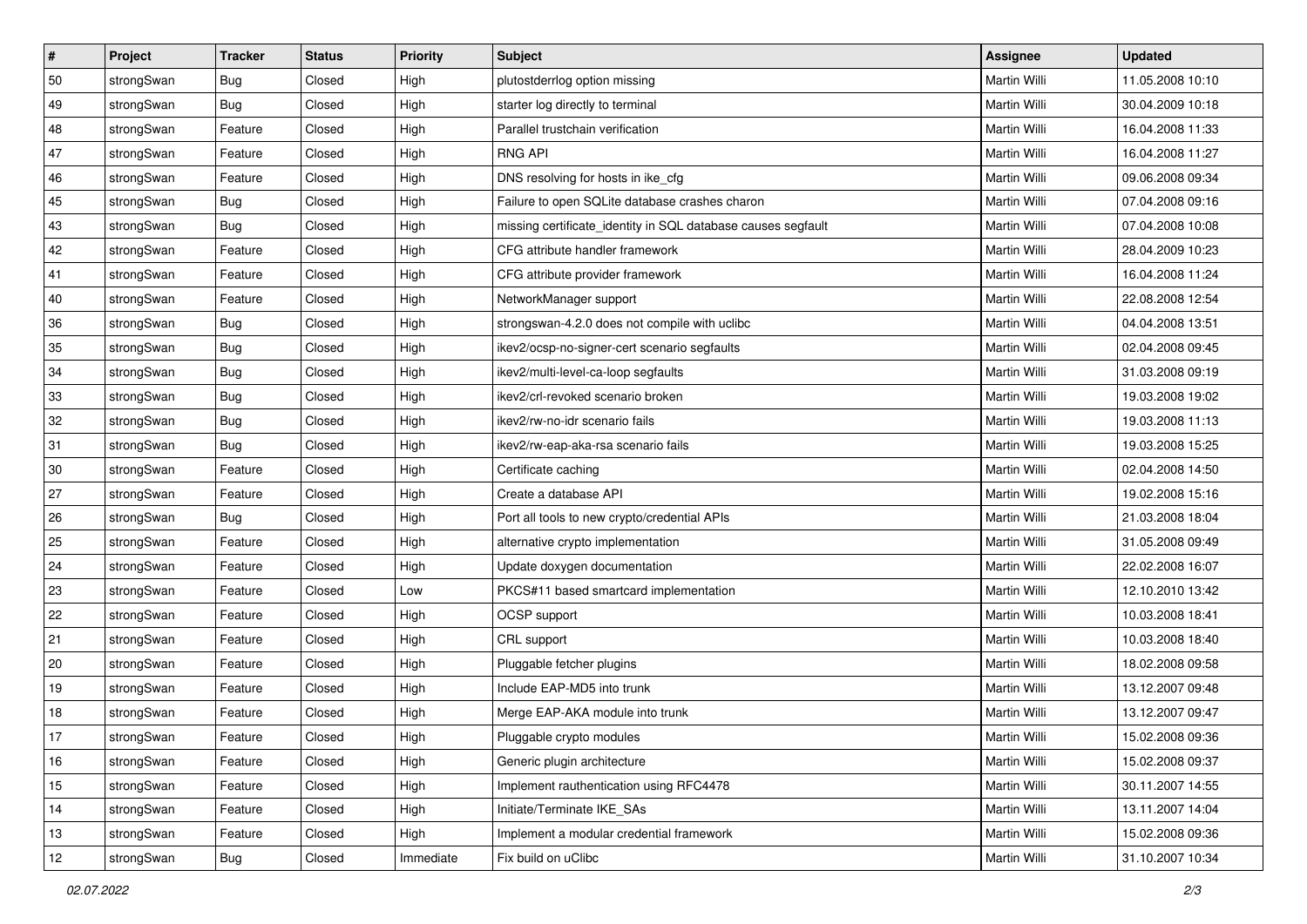| # | Project | Tracker | Status | Priority | Subject | Assignee | Updated |
| --- | --- | --- | --- | --- | --- | --- | --- |
| 50 | strongSwan | Bug | Closed | High | plutostderrlog option missing | Martin Willi | 11.05.2008 10:10 |
| 49 | strongSwan | Bug | Closed | High | starter log directly to terminal | Martin Willi | 30.04.2009 10:18 |
| 48 | strongSwan | Feature | Closed | High | Parallel trustchain verification | Martin Willi | 16.04.2008 11:33 |
| 47 | strongSwan | Feature | Closed | High | RNG API | Martin Willi | 16.04.2008 11:27 |
| 46 | strongSwan | Feature | Closed | High | DNS resolving for hosts in ike_cfg | Martin Willi | 09.06.2008 09:34 |
| 45 | strongSwan | Bug | Closed | High | Failure to open SQLite database crashes charon | Martin Willi | 07.04.2008 09:16 |
| 43 | strongSwan | Bug | Closed | High | missing certificate_identity in SQL database causes segfault | Martin Willi | 07.04.2008 10:08 |
| 42 | strongSwan | Feature | Closed | High | CFG attribute handler framework | Martin Willi | 28.04.2009 10:23 |
| 41 | strongSwan | Feature | Closed | High | CFG attribute provider framework | Martin Willi | 16.04.2008 11:24 |
| 40 | strongSwan | Feature | Closed | High | NetworkManager support | Martin Willi | 22.08.2008 12:54 |
| 36 | strongSwan | Bug | Closed | High | strongswan-4.2.0 does not compile with uclibc | Martin Willi | 04.04.2008 13:51 |
| 35 | strongSwan | Bug | Closed | High | ikev2/ocsp-no-signer-cert scenario segfaults | Martin Willi | 02.04.2008 09:45 |
| 34 | strongSwan | Bug | Closed | High | ikev2/multi-level-ca-loop segfaults | Martin Willi | 31.03.2008 09:19 |
| 33 | strongSwan | Bug | Closed | High | ikev2/crl-revoked scenario broken | Martin Willi | 19.03.2008 19:02 |
| 32 | strongSwan | Bug | Closed | High | ikev2/rw-no-idr scenario fails | Martin Willi | 19.03.2008 11:13 |
| 31 | strongSwan | Bug | Closed | High | ikev2/rw-eap-aka-rsa scenario fails | Martin Willi | 19.03.2008 15:25 |
| 30 | strongSwan | Feature | Closed | High | Certificate caching | Martin Willi | 02.04.2008 14:50 |
| 27 | strongSwan | Feature | Closed | High | Create a database API | Martin Willi | 19.02.2008 15:16 |
| 26 | strongSwan | Bug | Closed | High | Port all tools to new crypto/credential APIs | Martin Willi | 21.03.2008 18:04 |
| 25 | strongSwan | Feature | Closed | High | alternative crypto implementation | Martin Willi | 31.05.2008 09:49 |
| 24 | strongSwan | Feature | Closed | High | Update doxygen documentation | Martin Willi | 22.02.2008 16:07 |
| 23 | strongSwan | Feature | Closed | Low | PKCS#11 based smartcard implementation | Martin Willi | 12.10.2010 13:42 |
| 22 | strongSwan | Feature | Closed | High | OCSP support | Martin Willi | 10.03.2008 18:41 |
| 21 | strongSwan | Feature | Closed | High | CRL support | Martin Willi | 10.03.2008 18:40 |
| 20 | strongSwan | Feature | Closed | High | Pluggable fetcher plugins | Martin Willi | 18.02.2008 09:58 |
| 19 | strongSwan | Feature | Closed | High | Include EAP-MD5 into trunk | Martin Willi | 13.12.2007 09:48 |
| 18 | strongSwan | Feature | Closed | High | Merge EAP-AKA module into trunk | Martin Willi | 13.12.2007 09:47 |
| 17 | strongSwan | Feature | Closed | High | Pluggable crypto modules | Martin Willi | 15.02.2008 09:36 |
| 16 | strongSwan | Feature | Closed | High | Generic plugin architecture | Martin Willi | 15.02.2008 09:37 |
| 15 | strongSwan | Feature | Closed | High | Implement rauthentication using RFC4478 | Martin Willi | 30.11.2007 14:55 |
| 14 | strongSwan | Feature | Closed | High | Initiate/Terminate IKE_SAs | Martin Willi | 13.11.2007 14:04 |
| 13 | strongSwan | Feature | Closed | High | Implement a modular credential framework | Martin Willi | 15.02.2008 09:36 |
| 12 | strongSwan | Bug | Closed | Immediate | Fix build on uClibc | Martin Willi | 31.10.2007 10:34 |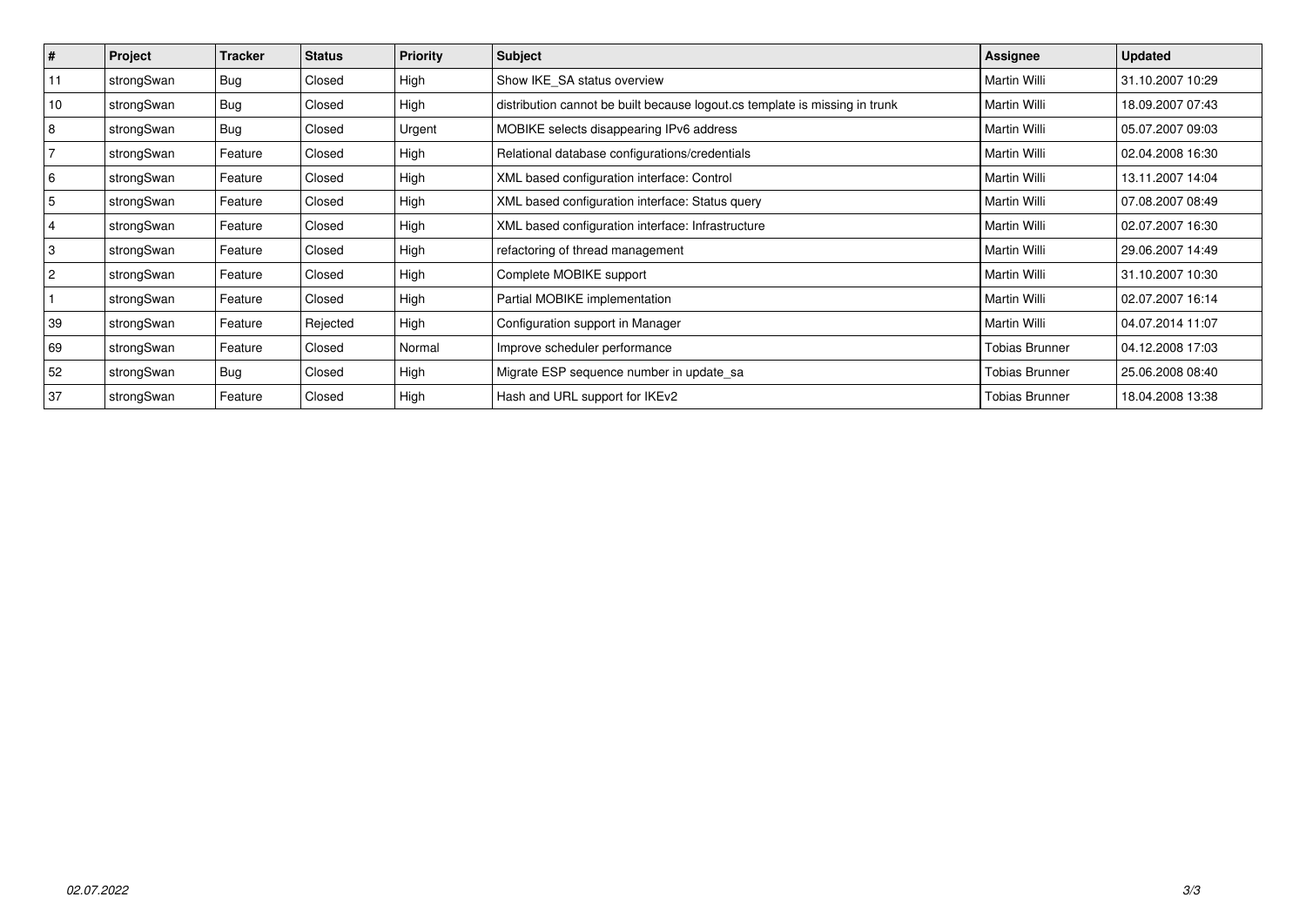| # | Project | Tracker | Status | Priority | Subject | Assignee | Updated |
| --- | --- | --- | --- | --- | --- | --- | --- |
| 11 | strongSwan | Bug | Closed | High | Show IKE_SA status overview | Martin Willi | 31.10.2007 10:29 |
| 10 | strongSwan | Bug | Closed | High | distribution cannot be built because logout.cs template is missing in trunk | Martin Willi | 18.09.2007 07:43 |
| 8 | strongSwan | Bug | Closed | Urgent | MOBIKE selects disappearing IPv6 address | Martin Willi | 05.07.2007 09:03 |
| 7 | strongSwan | Feature | Closed | High | Relational database configurations/credentials | Martin Willi | 02.04.2008 16:30 |
| 6 | strongSwan | Feature | Closed | High | XML based configuration interface: Control | Martin Willi | 13.11.2007 14:04 |
| 5 | strongSwan | Feature | Closed | High | XML based configuration interface: Status query | Martin Willi | 07.08.2007 08:49 |
| 4 | strongSwan | Feature | Closed | High | XML based configuration interface: Infrastructure | Martin Willi | 02.07.2007 16:30 |
| 3 | strongSwan | Feature | Closed | High | refactoring of thread management | Martin Willi | 29.06.2007 14:49 |
| 2 | strongSwan | Feature | Closed | High | Complete MOBIKE support | Martin Willi | 31.10.2007 10:30 |
| 1 | strongSwan | Feature | Closed | High | Partial MOBIKE implementation | Martin Willi | 02.07.2007 16:14 |
| 39 | strongSwan | Feature | Rejected | High | Configuration support in Manager | Martin Willi | 04.07.2014 11:07 |
| 69 | strongSwan | Feature | Closed | Normal | Improve scheduler performance | Tobias Brunner | 04.12.2008 17:03 |
| 52 | strongSwan | Bug | Closed | High | Migrate ESP sequence number in update_sa | Tobias Brunner | 25.06.2008 08:40 |
| 37 | strongSwan | Feature | Closed | High | Hash and URL support for IKEv2 | Tobias Brunner | 18.04.2008 13:38 |